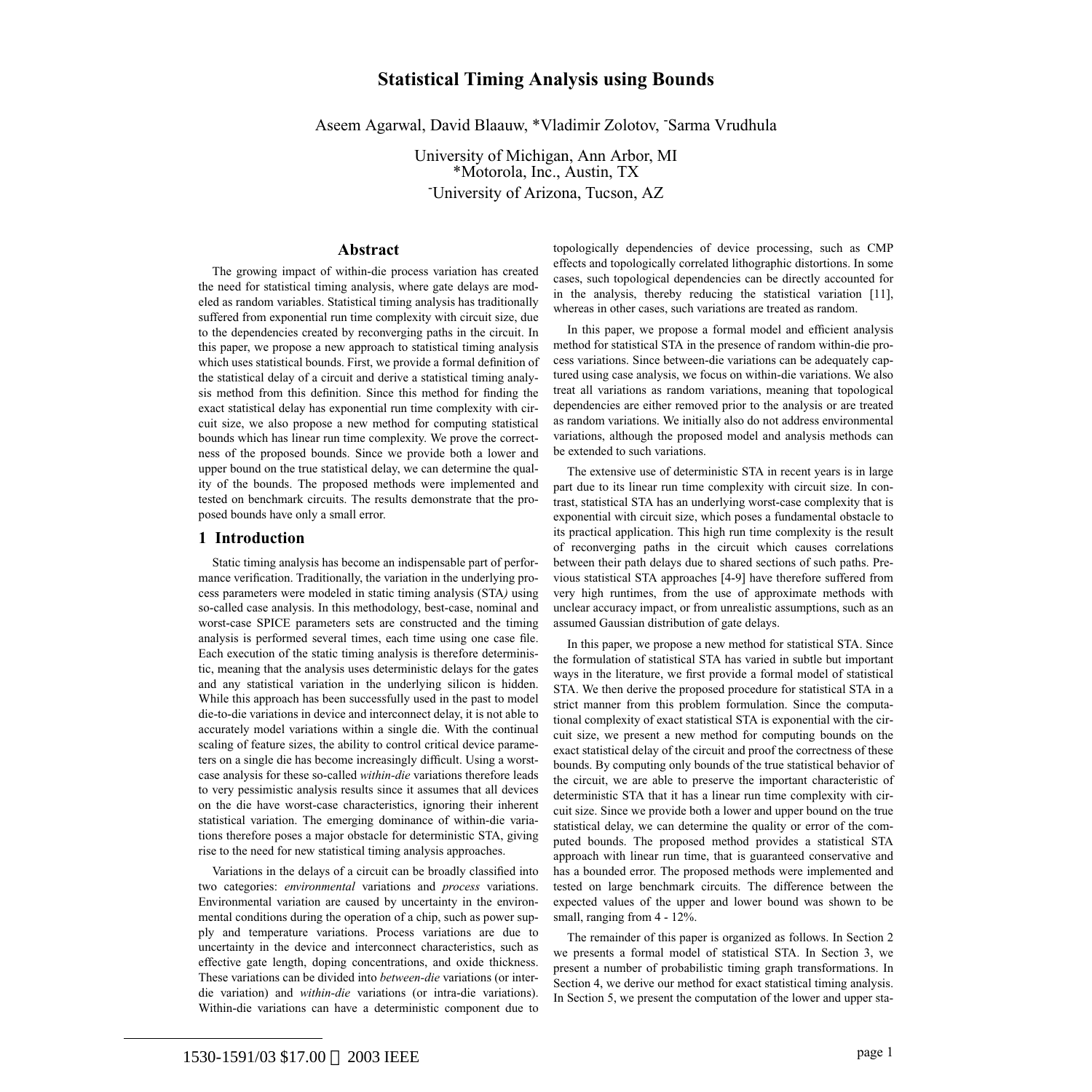# Statistical Timing Analysis using Bounds

Aseem Agarwal, David Blaauw, *Vladimir Zolotov, ˉSarma Vrudhula

University of Michigan, Ann Arbor, MI
*Motorola, Inc., Austin, TX
ˉUniversity of Arizona, Tucson, AZ

## Abstract

The growing impact of within-die process variation has created the need for statistical timing analysis, where gate delays are modeled as random variables. Statistical timing analysis has traditionally suffered from exponential run time complexity with circuit size, due to the dependencies created by reconverging paths in the circuit. In this paper, we propose a new approach to statistical timing analysis which uses statistical bounds. First, we provide a formal definition of the statistical delay of a circuit and derive a statistical timing analysis method from this definition. Since this method for finding the exact statistical delay has exponential run time complexity with circuit size, we also propose a new method for computing statistical bounds which has linear run time complexity. We prove the correctness of the proposed bounds. Since we provide both a lower and upper bound on the true statistical delay, we can determine the quality of the bounds. The proposed methods were implemented and tested on benchmark circuits. The results demonstrate that the proposed bounds have only a small error.

## 1 Introduction

Static timing analysis has become an indispensable part of performance verification. Traditionally, the variation in the underlying process parameters were modeled in static timing analysis (STA*)* using so-called case analysis. In this methodology, best-case, nominal and worst-case SPICE parameters sets are constructed and the timing analysis is performed several times, each time using one case file. Each execution of the static timing analysis is therefore deterministic, meaning that the analysis uses deterministic delays for the gates and any statistical variation in the underlying silicon is hidden. While this approach has been successfully used in the past to model die-to-die variations in device and interconnect delay, it is not able to accurately model variations within a single die. With the continual scaling of feature sizes, the ability to control critical device parameters on a single die has become increasingly difficult. Using a worst-case analysis for these so-called *within-die* variations therefore leads to very pessimistic analysis results since it assumes that all devices on the die have worst-case characteristics, ignoring their inherent statistical variation. The emerging dominance of within-die variations therefore poses a major obstacle for deterministic STA, giving rise to the need for new statistical timing analysis approaches.

Variations in the delays of a circuit can be broadly classified into two categories: *environmental* variations and *process* variations. Environmental variation are caused by uncertainty in the environmental conditions during the operation of a chip, such as power supply and temperature variations. Process variations are due to uncertainty in the device and interconnect characteristics, such as effective gate length, doping concentrations, and oxide thickness. These variations can be divided into *between-die* variations (or inter-die variation) and *within-die* variations (or intra-die variations). Within-die variations can have a deterministic component due to topologically dependencies of device processing, such as CMP effects and topologically correlated lithographic distortions. In some cases, such topological dependencies can be directly accounted for in the analysis, thereby reducing the statistical variation [11], whereas in other cases, such variations are treated as random.

In this paper, we propose a formal model and efficient analysis method for statistical STA in the presence of random within-die process variations. Since between-die variations can be adequately captured using case analysis, we focus on within-die variations. We also treat all variations as random variations, meaning that topological dependencies are either removed prior to the analysis or are treated as random variations. We initially also do not address environmental variations, although the proposed model and analysis methods can be extended to such variations.

The extensive use of deterministic STA in recent years is in large part due to its linear run time complexity with circuit size. In contrast, statistical STA has an underlying worst-case complexity that is exponential with circuit size, which poses a fundamental obstacle to its practical application. This high run time complexity is the result of reconverging paths in the circuit which causes correlations between their path delays due to shared sections of such paths. Previous statistical STA approaches [4-9] have therefore suffered from very high runtimes, from the use of approximate methods with unclear accuracy impact, or from unrealistic assumptions, such as an assumed Gaussian distribution of gate delays.

In this paper, we propose a new method for statistical STA. Since the formulation of statistical STA has varied in subtle but important ways in the literature, we first provide a formal model of statistical STA. We then derive the proposed procedure for statistical STA in a strict manner from this problem formulation. Since the computational complexity of exact statistical STA is exponential with the circuit size, we present a new method for computing bounds on the exact statistical delay of the circuit and proof the correctness of these bounds. By computing only bounds of the true statistical behavior of the circuit, we are able to preserve the important characteristic of deterministic STA that it has a linear run time complexity with circuit size. Since we provide both a lower and upper bound on the true statistical delay, we can determine the quality or error of the computed bounds. The proposed method provides a statistical STA approach with linear run time, that is guaranteed conservative and has a bounded error. The proposed methods were implemented and tested on large benchmark circuits. The difference between the expected values of the upper and lower bound was shown to be small, ranging from 4 - 12%.

The remainder of this paper is organized as follows. In Section 2 we presents a formal model of statistical STA. In Section 3, we present a number of probabilistic timing graph transformations. In Section 4, we derive our method for exact statistical timing analysis. In Section 5, we present the computation of the lower and upper sta-

1530-1591/03 $17.00 © 2003 IEEE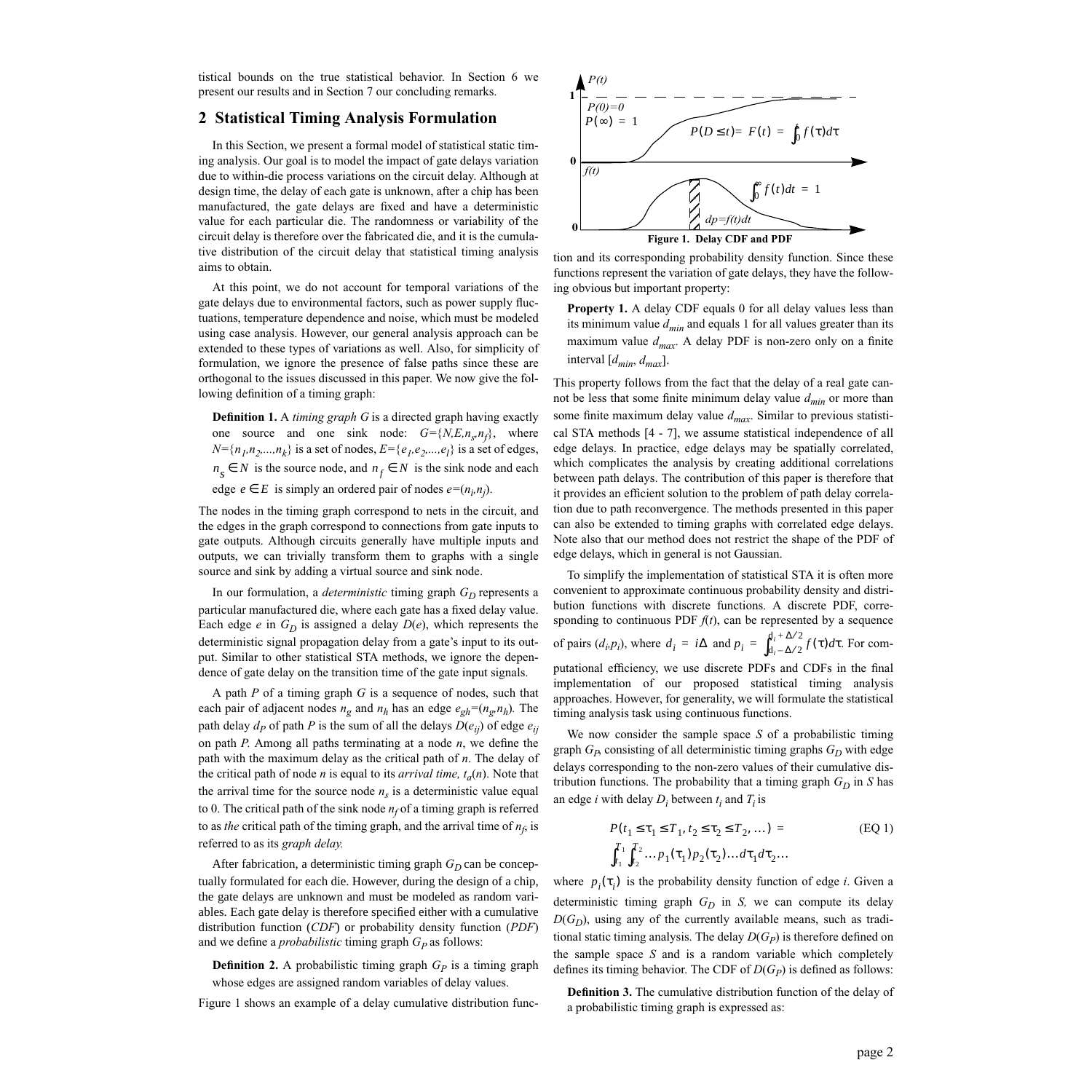tistical bounds on the true statistical behavior. In Section 6 we present our results and in Section 7 our concluding remarks.

## 2 Statistical Timing Analysis Formulation

In this Section, we present a formal model of statistical static timing analysis. Our goal is to model the impact of gate delays variation due to within-die process variations on the circuit delay. Although at design time, the delay of each gate is unknown, after a chip has been manufactured, the gate delays are fixed and have a deterministic value for each particular die. The randomness or variability of the circuit delay is therefore over the fabricated die, and it is the cumulative distribution of the circuit delay that statistical timing analysis aims to obtain.

At this point, we do not account for temporal variations of the gate delays due to environmental factors, such as power supply fluctuations, temperature dependence and noise, which must be modeled using case analysis. However, our general analysis approach can be extended to these types of variations as well. Also, for simplicity of formulation, we ignore the presence of false paths since these are orthogonal to the issues discussed in this paper. We now give the following definition of a timing graph:

> **Definition 1.** A *timing graph G* is a directed graph having exactly one source and one sink node: $G=\{N,E,n_s,n_f\}$, where $N=\{n_1,n_2,...,n_k\}$ is a set of nodes, $E=\{e_1,e_2,...,e_l\}$ is a set of edges, $n_s \in N$ is the source node, and $n_f \in N$ is the sink node and each edge $e \in E$ is simply an ordered pair of nodes $e=(n_i,n_j)$.

The nodes in the timing graph correspond to nets in the circuit, and the edges in the graph correspond to connections from gate inputs to gate outputs. Although circuits generally have multiple inputs and outputs, we can trivially transform them to graphs with a single source and sink by adding a virtual source and sink node.

In our formulation, a *deterministic* timing graph $G_D$ represents a particular manufactured die, where each gate has a fixed delay value. Each edge *e* in $G_D$ is assigned a delay $D(e)$, which represents the deterministic signal propagation delay from a gate's input to its output. Similar to other statistical STA methods, we ignore the dependence of gate delay on the transition time of the gate input signals.

A path *P* of a timing graph *G* is a sequence of nodes, such that each pair of adjacent nodes $n_g$ and $n_h$ has an edge $e_{gh}=(n_g,n_h)$. The path delay $d_P$ of path *P* is the sum of all the delays $D(e_{ij})$ of edge $e_{ij}$ on path *P*. Among all paths terminating at a node *n*, we define the path with the maximum delay as the critical path of *n*. The delay of the critical path of node *n* is equal to its *arrival time,* $t_a(n)$. Note that the arrival time for the source node $n_s$ is a deterministic value equal to 0. The critical path of the sink node $n_f$ of a timing graph is referred to as *the* critical path of the timing graph, and the arrival time of $n_f$, is referred to as its *graph delay.*

After fabrication, a deterministic timing graph $G_D$ can be conceptually formulated for each die. However, during the design of a chip, the gate delays are unknown and must be modeled as random variables. Each gate delay is therefore specified either with a cumulative distribution function (*CDF*) or probability density function (*PDF*) and we define a *probabilistic* timing graph $G_P$ as follows:

> **Definition 2.** A probabilistic timing graph $G_P$ is a timing graph whose edges are assigned random variables of delay values.

Figure 1 shows an example of a delay cumulative distribution function and its corresponding probability density function. Since these functions represent the variation of gate delays, they have the following obvious but important property:

**Figure 1. Delay CDF and PDF**

> **Property 1.** A delay CDF equals 0 for all delay values less than its minimum value $d_{min}$ and equals 1 for all values greater than its maximum value $d_{max}$. A delay PDF is non-zero only on a finite interval $[d_{min}, d_{max}]$.

This property follows from the fact that the delay of a real gate cannot be less that some finite minimum delay value $d_{min}$ or more than some finite maximum delay value $d_{max}$. Similar to previous statistical STA methods [4 - 7], we assume statistical independence of all edge delays. In practice, edge delays may be spatially correlated, which complicates the analysis by creating additional correlations between path delays. The contribution of this paper is therefore that it provides an efficient solution to the problem of path delay correlation due to path reconvergence. The methods presented in this paper can also be extended to timing graphs with correlated edge delays. Note also that our method does not restrict the shape of the PDF of edge delays, which in general is not Gaussian.

To simplify the implementation of statistical STA it is often more convenient to approximate continuous probability density and distribution functions with discrete functions. A discrete PDF, corresponding to continuous PDF $f(t)$, can be represented by a sequence of pairs $(d_i,p_i)$, where $d_i = i\Delta$ and $p_i = \int_{d_i-\Delta/2}^{d_i+\Delta/2} f(\tau)d\tau$. For computational efficiency, we use discrete PDFs and CDFs in the final implementation of our proposed statistical timing analysis approaches. However, for generality, we will formulate the statistical timing analysis task using continuous functions.

We now consider the sample space *S* of a probabilistic timing graph $G_P$, consisting of all deterministic timing graphs $G_D$ with edge delays corresponding to the non-zero values of their cumulative distribution functions. The probability that a timing graph $G_D$ in *S* has an edge *i* with delay $D_i$ between $t_i$ and $T_i$ is

$$P(t_1 \le \tau_1 \le T_1, t_2 \le \tau_2 \le T_2, \ldots) = \int_{t_1}^{T_1}\int_{t_2}^{T_2}\ldots p_1(\tau_1)p_2(\tau_2)\ldots d\tau_1 d\tau_2 \ldots \quad \text{(EQ 1)}$$

where $p_i(\tau_i)$ is the probability density function of edge *i*. Given a deterministic timing graph $G_D$ in *S,* we can compute its delay $D(G_D)$, using any of the currently available means, such as traditional static timing analysis. The delay $D(G_P)$ is therefore defined on the sample space *S* and is a random variable which completely defines its timing behavior. The CDF of $D(G_P)$ is defined as follows:

> **Definition 3.** The cumulative distribution function of the delay of a probabilistic timing graph is expressed as: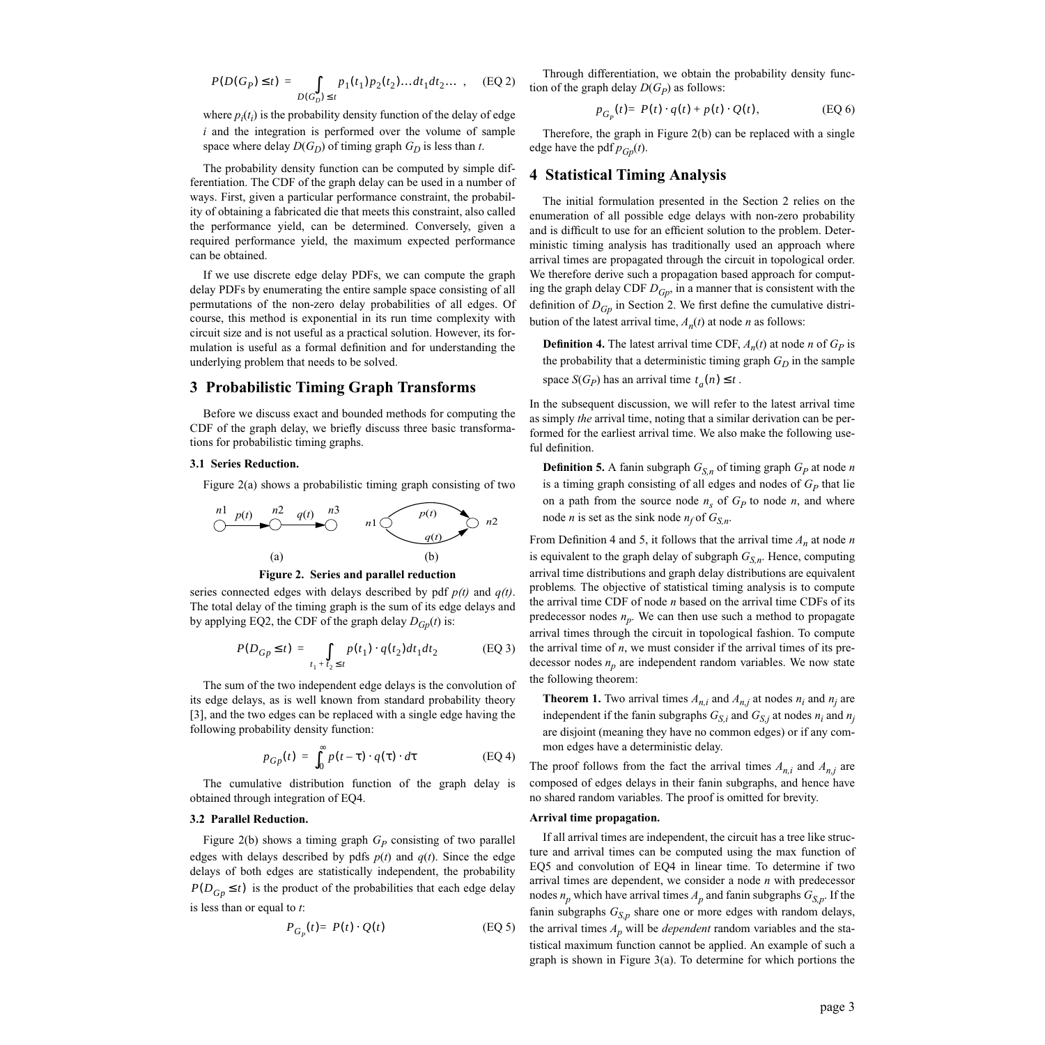$$P(D(G_P) \le t) = \int_{D(G_D) \le t} p_1(t_1)p_2(t_2)\ldots dt_1 dt_2 \ldots \,, \qquad \text{(EQ 2)}$$

where $p_i(t_i)$ is the probability density function of the delay of edge $i$ and the integration is performed over the volume of sample space where delay $D(G_D)$ of timing graph $G_D$ is less than $t$.

The probability density function can be computed by simple differentiation. The CDF of the graph delay can be used in a number of ways. First, given a particular performance constraint, the probability of obtaining a fabricated die that meets this constraint, also called the performance yield, can be determined. Conversely, given a required performance yield, the maximum expected performance can be obtained.

If we use discrete edge delay PDFs, we can compute the graph delay PDFs by enumerating the entire sample space consisting of all permutations of the non-zero delay probabilities of all edges. Of course, this method is exponential in its run time complexity with circuit size and is not useful as a practical solution. However, its formulation is useful as a formal definition and for understanding the underlying problem that needs to be solved.

## 3 Probabilistic Timing Graph Transforms

Before we discuss exact and bounded methods for computing the CDF of the graph delay, we briefly discuss three basic transformations for probabilistic timing graphs.

### 3.1 Series Reduction.

Figure 2(a) shows a probabilistic timing graph consisting of two series connected edges with delays described by pdf $p(t)$ and $q(t)$. The total delay of the timing graph is the sum of its edge delays and by applying EQ2, the CDF of the graph delay $D_{Gp}(t)$ is:

**Figure 2. Series and parallel reduction**

$$P(D_{Gp} \le t) = \int_{t_1 + t_2 \le t} p(t_1) \cdot q(t_2) dt_1 dt_2 \qquad \text{(EQ 3)}$$

The sum of the two independent edge delays is the convolution of its edge delays, as is well known from standard probability theory [3], and the two edges can be replaced with a single edge having the following probability density function:

$$p_{Gp}(t) = \int_0^{\infty} p(t-\tau) \cdot q(\tau) \cdot d\tau \qquad \text{(EQ 4)}$$

The cumulative distribution function of the graph delay is obtained through integration of EQ4.

### 3.2 Parallel Reduction.

Figure 2(b) shows a timing graph $G_P$ consisting of two parallel edges with delays described by pdfs $p(t)$ and $q(t)$. Since the edge delays of both edges are statistically independent, the probability $P(D_{Gp} \le t)$ is the product of the probabilities that each edge delay is less than or equal to $t$:

$$P_{G_p}(t) = P(t) \cdot Q(t) \qquad \text{(EQ 5)}$$

Through differentiation, we obtain the probability density function of the graph delay $D(G_P)$ as follows:

$$p_{G_p}(t) = P(t) \cdot q(t) + p(t) \cdot Q(t), \qquad \text{(EQ 6)}$$

Therefore, the graph in Figure 2(b) can be replaced with a single edge have the pdf $p_{Gp}(t)$.

## 4 Statistical Timing Analysis

The initial formulation presented in the Section 2 relies on the enumeration of all possible edge delays with non-zero probability and is difficult to use for an efficient solution to the problem. Deterministic timing analysis has traditionally used an approach where arrival times are propagated through the circuit in topological order. We therefore derive such a propagation based approach for computing the graph delay CDF $D_{Gp}$, in a manner that is consistent with the definition of $D_{Gp}$ in Section 2. We first define the cumulative distribution of the latest arrival time, $A_n(t)$ at node $n$ as follows:

**Definition 4.** The latest arrival time CDF, $A_n(t)$ at node $n$ of $G_P$ is the probability that a deterministic timing graph $G_D$ in the sample space $S(G_P)$ has an arrival time $t_a(n) \le t$.

In the subsequent discussion, we will refer to the latest arrival time as simply *the* arrival time, noting that a similar derivation can be performed for the earliest arrival time. We also make the following useful definition.

**Definition 5.** A fanin subgraph $G_{S,n}$ of timing graph $G_P$ at node $n$ is a timing graph consisting of all edges and nodes of $G_P$ that lie on a path from the source node $n_s$ of $G_P$ to node $n$, and where node $n$ is set as the sink node $n_f$ of $G_{S,n}$.

From Definition 4 and 5, it follows that the arrival time $A_n$ at node $n$ is equivalent to the graph delay of subgraph $G_{S,n}$. Hence, computing arrival time distributions and graph delay distributions are equivalent problems*.* The objective of statistical timing analysis is to compute the arrival time CDF of node $n$ based on the arrival time CDFs of its predecessor nodes $n_p$. We can then use such a method to propagate arrival times through the circuit in topological fashion. To compute the arrival time of $n$, we must consider if the arrival times of its predecessor nodes $n_p$ are independent random variables. We now state the following theorem:

**Theorem 1.** Two arrival times $A_{n,i}$ and $A_{n,j}$ at nodes $n_i$ and $n_j$ are independent if the fanin subgraphs $G_{S,i}$ and $G_{S,j}$ at nodes $n_i$ and $n_j$ are disjoint (meaning they have no common edges) or if any common edges have a deterministic delay.

The proof follows from the fact the arrival times $A_{n,i}$ and $A_{n,j}$ are composed of edges delays in their fanin subgraphs, and hence have no shared random variables. The proof is omitted for brevity.

**Arrival time propagation.**

If all arrival times are independent, the circuit has a tree like structure and arrival times can be computed using the max function of EQ5 and convolution of EQ4 in linear time. To determine if two arrival times are dependent, we consider a node $n$ with predecessor nodes $n_p$ which have arrival times $A_p$ and fanin subgraphs $G_{S,p}$. If the fanin subgraphs $G_{S,p}$ share one or more edges with random delays, the arrival times $A_p$ will be *dependent* random variables and the statistical maximum function cannot be applied. An example of such a graph is shown in Figure 3(a). To determine for which portions the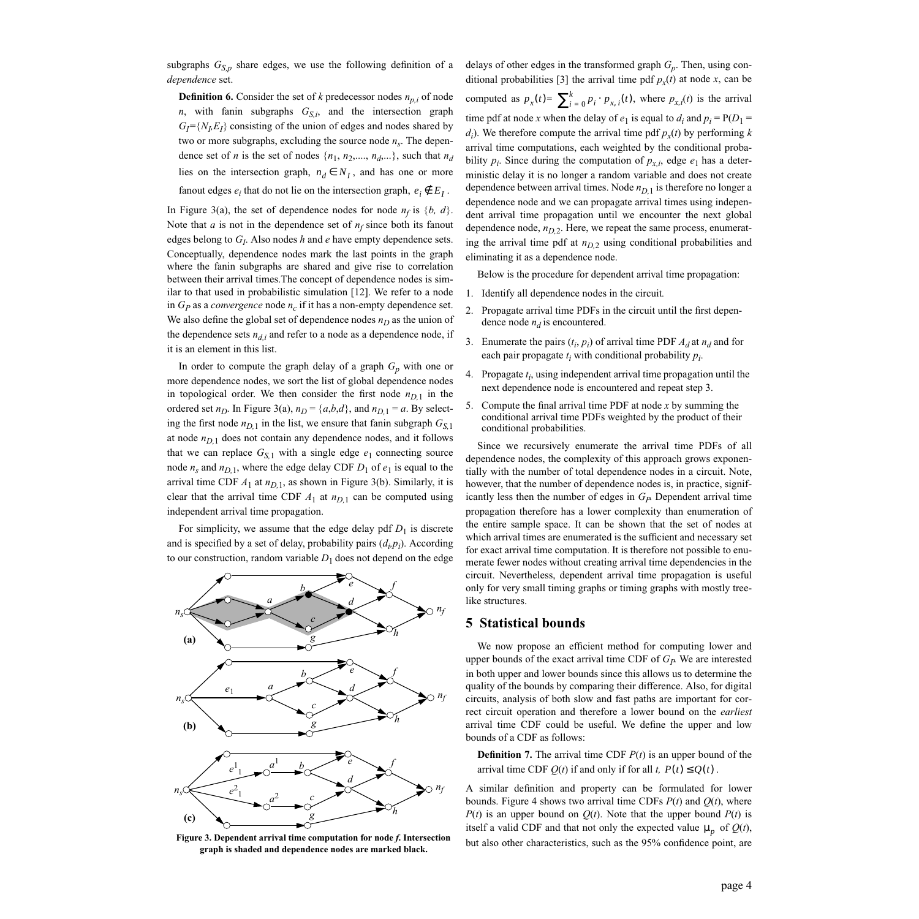subgraphs $G_{S,p}$ share edges, we use the following definition of a *dependence* set.

**Definition 6.** Consider the set of $k$ predecessor nodes $n_{p,i}$ of node $n$, with fanin subgraphs $G_{S,i}$, and the intersection graph $G_I$={$N_I$,$E_I$} consisting of the union of edges and nodes shared by two or more subgraphs, excluding the source node $n_s$. The dependence set of $n$ is the set of nodes {$n_1$, $n_2$,...., $n_d$,...}, such that $n_d$ lies on the intersection graph, $n_d \in N_I$, and has one or more fanout edges $e_i$ that do not lie on the intersection graph, $e_i \notin E_I$.

In Figure 3(a), the set of dependence nodes for node $n_f$ is {$b$, $d$}. Note that $a$ is not in the dependence set of $n_f$ since both its fanout edges belong to $G_I$. Also nodes $h$ and $e$ have empty dependence sets. Conceptually, dependence nodes mark the last points in the graph where the fanin subgraphs are shared and give rise to correlation between their arrival times.The concept of dependence nodes is similar to that used in probabilistic simulation [12]. We refer to a node in $G_P$ as a *convergence* node $n_c$ if it has a non-empty dependence set. We also define the global set of dependence nodes $n_D$ as the union of the dependence sets $n_{d,i}$ and refer to a node as a dependence node, if it is an element in this list.

In order to compute the graph delay of a graph $G_p$ with one or more dependence nodes, we sort the list of global dependence nodes in topological order. We then consider the first node $n_{D,1}$ in the ordered set $n_D$. In Figure 3(a), $n_D$ = {$a$,$b$,$d$}, and $n_{D,1}$ = $a$. By selecting the first node $n_{D,1}$ in the list, we ensure that fanin subgraph $G_{S,1}$ at node $n_{D,1}$ does not contain any dependence nodes, and it follows that we can replace $G_{S,1}$ with a single edge $e_1$ connecting source node $n_s$ and $n_{D,1}$, where the edge delay CDF $D_1$ of $e_1$ is equal to the arrival time CDF $A_1$ at $n_{D,1}$, as shown in Figure 3(b). Similarly, it is clear that the arrival time CDF $A_1$ at $n_{D,1}$ can be computed using independent arrival time propagation.

For simplicity, we assume that the edge delay pdf $D_1$ is discrete and is specified by a set of delay, probability pairs ($d_i$,$p_i$). According to our construction, random variable $D_1$ does not depend on the edge delays of other edges in the transformed graph $G_p$. Then, using conditional probabilities [3] the arrival time pdf $p_x(t)$ at node $x$, can be computed as $p_x(t) = \sum_{i=0}^{k} p_i \cdot p_{x,i}(t)$, where $p_{x,i}(t)$ is the arrival time pdf at node $x$ when the delay of $e_1$ is equal to $d_i$ and $p_i$ = P($D_1$ = $d_i$). We therefore compute the arrival time pdf $p_x(t)$ by performing $k$ arrival time computations, each weighted by the conditional probability $p_i$. Since during the computation of $p_{x,i}$, edge $e_1$ has a deterministic delay it is no longer a random variable and does not create dependence between arrival times. Node $n_{D,1}$ is therefore no longer a dependence node and we can propagate arrival times using independent arrival time propagation until we encounter the next global dependence node, $n_{D,2}$. Here, we repeat the same process, enumerating the arrival time pdf at $n_{D,2}$ using conditional probabilities and eliminating it as a dependence node.

Below is the procedure for dependent arrival time propagation:

1. Identify all dependence nodes in the circuit.
2. Propagate arrival time PDFs in the circuit until the first dependence node $n_d$ is encountered.
3. Enumerate the pairs ($t_i$, $p_i$) of arrival time PDF $A_d$ at $n_d$ and for each pair propagate $t_i$ with conditional probability $p_i$.
4. Propagate $t_i$, using independent arrival time propagation until the next dependence node is encountered and repeat step 3.
5. Compute the final arrival time PDF at node $x$ by summing the conditional arrival time PDFs weighted by the product of their conditional probabilities.

Since we recursively enumerate the arrival time PDFs of all dependence nodes, the complexity of this approach grows exponentially with the number of total dependence nodes in a circuit. Note, however, that the number of dependence nodes is, in practice, significantly less then the number of edges in $G_P$. Dependent arrival time propagation therefore has a lower complexity than enumeration of the entire sample space. It can be shown that the set of nodes at which arrival times are enumerated is the sufficient and necessary set for exact arrival time computation. It is therefore not possible to enumerate fewer nodes without creating arrival time dependencies in the circuit. Nevertheless, dependent arrival time propagation is useful only for very small timing graphs or timing graphs with mostly tree-like structures.

**Figure 3. Dependent arrival time computation for node *f*. Intersection graph is shaded and dependence nodes are marked black.**

## 5 Statistical bounds

We now propose an efficient method for computing lower and upper bounds of the exact arrival time CDF of $G_P$. We are interested in both upper and lower bounds since this allows us to determine the quality of the bounds by comparing their difference. Also, for digital circuits, analysis of both slow and fast paths are important for correct circuit operation and therefore a lower bound on the *earliest* arrival time CDF could be useful. We define the upper and low bounds of a CDF as follows:

**Definition 7.** The arrival time CDF $P(t)$ is an upper bound of the arrival time CDF $Q(t)$ if and only if for all $t$, $P(t) \leq Q(t)$.

A similar definition and property can be formulated for lower bounds. Figure 4 shows two arrival time CDFs $P(t)$ and $Q(t)$, where $P(t)$ is an upper bound on $Q(t)$. Note that the upper bound $P(t)$ is itself a valid CDF and that not only the expected value $\mu_p$ of $Q(t)$, but also other characteristics, such as the 95% confidence point, are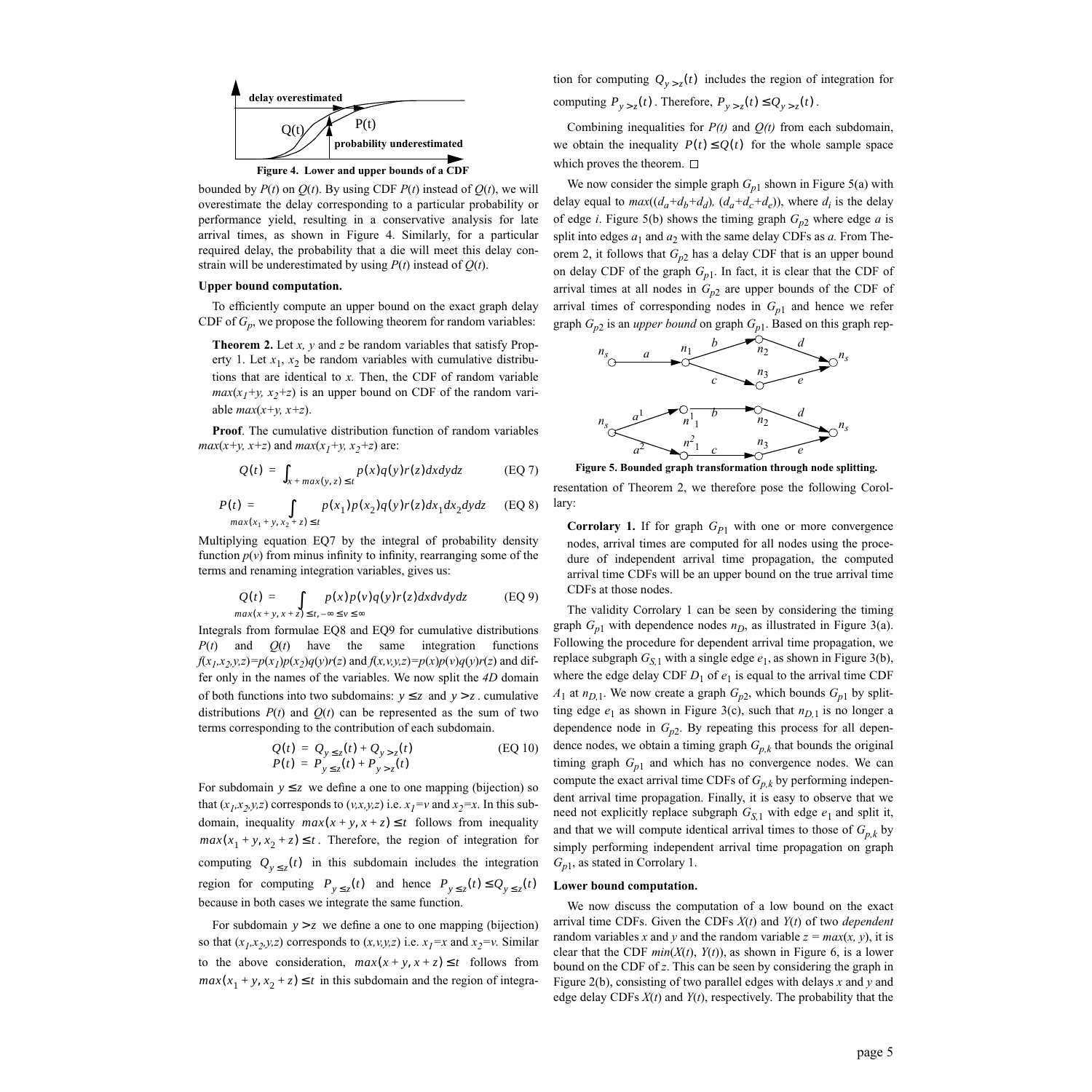Figure 4. Lower and upper bounds of a CDF

bounded by $P(t)$ on $Q(t)$. By using CDF $P(t)$ instead of $Q(t)$, we will overestimate the delay corresponding to a particular probability or performance yield, resulting in a conservative analysis for late arrival times, as shown in Figure 4. Similarly, for a particular required delay, the probability that a die will meet this delay constrain will be underestimated by using $P(t)$ instead of $Q(t)$.

**Upper bound computation.**

To efficiently compute an upper bound on the exact graph delay CDF of $G_p$, we propose the following theorem for random variables:

**Theorem 2.** Let $x$, $y$ and $z$ be random variables that satisfy Property 1. Let $x_1$, $x_2$ be random variables with cumulative distributions that are identical to $x$. Then, the CDF of random variable $max(x_1+y, x_2+z)$ is an upper bound on CDF of the random variable $max(x+y, x+z)$.

**Proof**. The cumulative distribution function of random variables $max(x+y, x+z)$ and $max(x_1+y, x_2+z)$ are:

$$Q(t) = \int_{x + max(y, z) \le t} p(x)q(y)r(z)dxdydz \qquad \text{(EQ 7)}$$

$$P(t) = \int_{max(x_1 + y, x_2 + z) \le t} p(x_1)p(x_2)q(y)r(z)dx_1dx_2dydz \qquad \text{(EQ 8)}$$

Multiplying equation EQ7 by the integral of probability density function $p(v)$ from minus infinity to infinity, rearranging some of the terms and renaming integration variables, gives us:

$$Q(t) = \int_{max(x + y, x + z) \le t, -\infty \le v \le \infty} p(x)p(v)q(y)r(z)dxdvdydz \qquad \text{(EQ 9)}$$

Integrals from formulae EQ8 and EQ9 for cumulative distributions $P(t)$ and $Q(t)$ have the same integration functions $f(x_1,x_2,y,z)=p(x_1)p(x_2)q(y)r(z)$ and $f(x,v,y,z)=p(x)p(v)q(y)r(z)$ and differ only in the names of the variables. We now split the *4D* domain of both functions into two subdomains: $y \le z$ and $y > z$. cumulative distributions $P(t)$ and $Q(t)$ can be represented as the sum of two terms corresponding to the contribution of each subdomain.

$$Q(t) = Q_{y \le z}(t) + Q_{y > z}(t) \qquad \text{(EQ 10)}$$
$$P(t) = P_{y \le z}(t) + P_{y > z}(t)$$

For subdomain $y \le z$ we define a one to one mapping (bijection) so that $(x_1,x_2,y,z)$ corresponds to $(v,x,y,z)$ i.e. $x_1=v$ and $x_2=x$. In this subdomain, inequality $max(x+y, x+z) \le t$ follows from inequality $max(x_1+y, x_2+z) \le t$. Therefore, the region of integration for computing $Q_{y \le z}(t)$ in this subdomain includes the integration region for computing $P_{y \le z}(t)$ and hence $P_{y \le z}(t) \le Q_{y \le z}(t)$ because in both cases we integrate the same function.

For subdomain $y > z$ we define a one to one mapping (bijection) so that $(x_1,x_2,y,z)$ corresponds to $(x,v,y,z)$ i.e. $x_1=x$ and $x_2=v$. Similar to the above consideration, $max(x+y, x+z) \le t$ follows from $max(x_1+y, x_2+z) \le t$ in this subdomain and the region of integration for computing $Q_{y > z}(t)$ includes the region of integration for computing $P_{y > z}(t)$. Therefore, $P_{y > z}(t) \le Q_{y > z}(t)$.

Combining inequalities for $P(t)$ and $Q(t)$ from each subdomain, we obtain the inequality $P(t) \le Q(t)$ for the whole sample space which proves the theorem. □

We now consider the simple graph $G_{p1}$ shown in Figure 5(a) with delay equal to $max((d_a+d_b+d_d), (d_a+d_c+d_e))$, where $d_i$ is the delay of edge $i$. Figure 5(b) shows the timing graph $G_{p2}$ where edge $a$ is split into edges $a_1$ and $a_2$ with the same delay CDFs as $a$. From Theorem 2, it follows that $G_{p2}$ has a delay CDF that is an upper bound on delay CDF of the graph $G_{p1}$. In fact, it is clear that the CDF of arrival times at all nodes in $G_{p2}$ are upper bounds of the CDF of arrival times of corresponding nodes in $G_{p1}$ and hence we refer graph $G_{p2}$ is an *upper bound* on graph $G_{p1}$. Based on this graph representation of Theorem 2, we therefore pose the following Corollary:

Figure 5. Bounded graph transformation through node splitting.

**Corrolary 1.** If for graph $G_{P1}$ with one or more convergence nodes, arrival times are computed for all nodes using the procedure of independent arrival time propagation, the computed arrival time CDFs will be an upper bound on the true arrival time CDFs at those nodes.

The validity Corrolary 1 can be seen by considering the timing graph $G_{p1}$ with dependence nodes $n_D$, as illustrated in Figure 3(a). Following the procedure for dependent arrival time propagation, we replace subgraph $G_{S,1}$ with a single edge $e_1$, as shown in Figure 3(b), where the edge delay CDF $D_1$ of $e_1$ is equal to the arrival time CDF $A_1$ at $n_{D,1}$. We now create a graph $G_{p2}$, which bounds $G_{p1}$ by splitting edge $e_1$ as shown in Figure 3(c), such that $n_{D,1}$ is no longer a dependence node in $G_{p2}$. By repeating this process for all dependence nodes, we obtain a timing graph $G_{p,k}$ that bounds the original timing graph $G_{p1}$ and which has no convergence nodes. We can compute the exact arrival time CDFs of $G_{p,k}$ by performing independent arrival time propagation. Finally, it is easy to observe that we need not explicitly replace subgraph $G_{S,1}$ with edge $e_1$ and split it, and that we will compute identical arrival times to those of $G_{p,k}$ by simply performing independent arrival time propagation on graph $G_{p1}$, as stated in Corrolary 1.

**Lower bound computation.**

We now discuss the computation of a low bound on the exact arrival time CDFs. Given the CDFs $X(t)$ and $Y(t)$ of two *dependent* random variables $x$ and $y$ and the random variable $z = max(x, y)$, it is clear that the CDF $min(X(t), Y(t))$, as shown in Figure 6, is a lower bound on the CDF of $z$. This can be seen by considering the graph in Figure 2(b), consisting of two parallel edges with delays $x$ and $y$ and edge delay CDFs $X(t)$ and $Y(t)$, respectively. The probability that the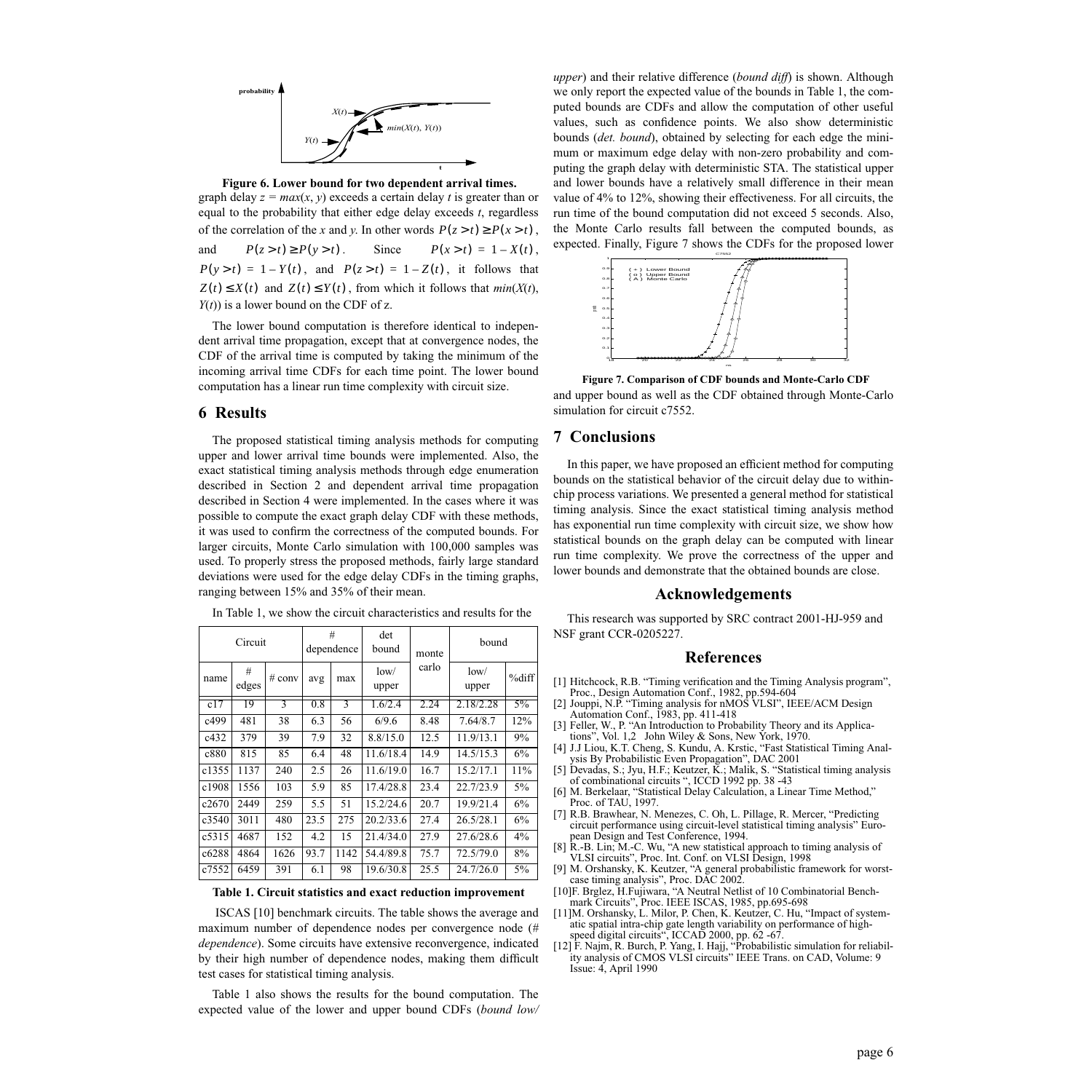probability

$X(t)$

$min(X(t), Y(t))$

$Y(t)$

t

**Figure 6. Lower bound for two dependent arrival times.**

graph delay $z = max(x, y)$ exceeds a certain delay $t$ is greater than or equal to the probability that either edge delay exceeds $t$, regardless of the correlation of the $x$ and $y$. In other words $P(z > t) \geq P(x > t)$, and $P(z > t) \geq P(y > t)$. Since $P(x > t) = 1 - X(t)$, $P(y > t) = 1 - Y(t)$, and $P(z > t) = 1 - Z(t)$, it follows that $Z(t) \leq X(t)$ and $Z(t) \leq Y(t)$, from which it follows that $min(X(t), Y(t))$ is a lower bound on the CDF of z.

The lower bound computation is therefore identical to independent arrival time propagation, except that at convergence nodes, the CDF of the arrival time is computed by taking the minimum of the incoming arrival time CDFs for each time point. The lower bound computation has a linear run time complexity with circuit size.

## 6 Results

The proposed statistical timing analysis methods for computing upper and lower arrival time bounds were implemented. Also, the exact statistical timing analysis methods through edge enumeration described in Section 2 and dependent arrival time propagation described in Section 4 were implemented. In the cases where it was possible to compute the exact graph delay CDF with these methods, it was used to confirm the correctness of the computed bounds. For larger circuits, Monte Carlo simulation with 100,000 samples was used. To properly stress the proposed methods, fairly large standard deviations were used for the edge delay CDFs in the timing graphs, ranging between 15% and 35% of their mean.

In Table 1, we show the circuit characteristics and results for the ISCAS [10] benchmark circuits. The table shows the average and maximum number of dependence nodes per convergence node (*# dependence*). Some circuits have extensive reconvergence, indicated by their high number of dependence nodes, making them difficult test cases for statistical timing analysis.

| Circuit | | | # dependence | | det bound | monte carlo | bound | |
|---|---|---|---|---|---|---|---|---|
| name | # edges | # conv | avg | max | low/ upper | | low/ upper | %diff |
| c17 | 19 | 3 | 0.8 | 3 | 1.6/2.4 | 2.24 | 2.18/2.28 | 5% |
| c499 | 481 | 38 | 6.3 | 56 | 6/9.6 | 8.48 | 7.64/8.7 | 12% |
| c432 | 379 | 39 | 7.9 | 32 | 8.8/15.0 | 12.5 | 11.9/13.1 | 9% |
| c880 | 815 | 85 | 6.4 | 48 | 11.6/18.4 | 14.9 | 14.5/15.3 | 6% |
| c1355 | 1137 | 240 | 2.5 | 26 | 11.6/19.0 | 16.7 | 15.2/17.1 | 11% |
| c1908 | 1556 | 103 | 5.9 | 85 | 17.4/28.8 | 23.4 | 22.7/23.9 | 5% |
| c2670 | 2449 | 259 | 5.5 | 51 | 15.2/24.6 | 20.7 | 19.9/21.4 | 6% |
| c3540 | 3011 | 480 | 23.5 | 275 | 20.2/33.6 | 27.4 | 26.5/28.1 | 6% |
| c5315 | 4687 | 152 | 4.2 | 15 | 21.4/34.0 | 27.9 | 27.6/28.6 | 4% |
| c6288 | 4864 | 1626 | 93.7 | 1142 | 54.4/89.8 | 75.7 | 72.5/79.0 | 8% |
| c7552 | 6459 | 391 | 6.1 | 98 | 19.6/30.8 | 25.5 | 24.7/26.0 | 5% |

**Table 1. Circuit statistics and exact reduction improvement**

Table 1 also shows the results for the bound computation. The expected value of the lower and upper bound CDFs (*bound low/upper*) and their relative difference (*bound diff*) is shown. Although we only report the expected value of the bounds in Table 1, the computed bounds are CDFs and allow the computation of other useful values, such as confidence points. We also show deterministic bounds (*det. bound*), obtained by selecting for each edge the minimum or maximum edge delay with non-zero probability and computing the graph delay with deterministic STA. The statistical upper and lower bounds have a relatively small difference in their mean value of 4% to 12%, showing their effectiveness. For all circuits, the run time of the bound computation did not exceed 5 seconds. Also, the Monte Carlo results fall between the computed bounds, as expected. Finally, Figure 7 shows the CDFs for the proposed lower and upper bound as well as the CDF obtained through Monte-Carlo simulation for circuit c7552.

C7552

( + ) Lower Bound
( o ) Upper Bound
( Δ ) Monte Carlo

**Figure 7. Comparison of CDF bounds and Monte-Carlo CDF**

## 7 Conclusions

In this paper, we have proposed an efficient method for computing bounds on the statistical behavior of the circuit delay due to within-chip process variations. We presented a general method for statistical timing analysis. Since the exact statistical timing analysis method has exponential run time complexity with circuit size, we show how statistical bounds on the graph delay can be computed with linear run time complexity. We prove the correctness of the upper and lower bounds and demonstrate that the obtained bounds are close.

## Acknowledgements

This research was supported by SRC contract 2001-HJ-959 and NSF grant CCR-0205227.

## References

[1] Hitchcock, R.B. "Timing verification and the Timing Analysis program", Proc., Design Automation Conf., 1982, pp.594-604

[2] Jouppi, N.P. "Timing analysis for nMOS VLSI", IEEE/ACM Design Automation Conf., 1983, pp. 411-418

[3] Feller, W., P. "An Introduction to Probability Theory and its Applications", Vol. 1,2 John Wiley & Sons, New York, 1970.

[4] J.J Liou, K.T. Cheng, S. Kundu, A. Krstic, "Fast Statistical Timing Analysis By Probabilistic Even Propagation", DAC 2001

[5] Devadas, S.; Jyu, H.F.; Keutzer, K.; Malik, S. "Statistical timing analysis of combinational circuits ", ICCD 1992 pp. 38 -43

[6] M. Berkelaar, "Statistical Delay Calculation, a Linear Time Method," Proc. of TAU, 1997.

[7] R.B. Brawhear, N. Menezes, C. Oh, L. Pillage, R. Mercer, "Predicting circuit performance using circuit-level statistical timing analysis" European Design and Test Conference, 1994.

[8] R.-B. Lin; M.-C. Wu, "A new statistical approach to timing analysis of VLSI circuits", Proc. Int. Conf. on VLSI Design, 1998

[9] M. Orshansky, K. Keutzer, "A general probabilistic framework for worst-case timing analysis", Proc. DAC 2002.

[10] F. Brglez, H.Fujiwara, "A Neutral Netlist of 10 Combinatorial Benchmark Circuits", Proc. IEEE ISCAS, 1985, pp.695-698

[11] M. Orshansky, L. Milor, P. Chen, K. Keutzer, C. Hu, "Impact of systematic spatial intra-chip gate length variability on performance of high-speed digital circuits", ICCAD 2000, pp. 62 -67.

[12] F. Najm, R. Burch, P. Yang, I. Hajj, "Probabilistic simulation for reliability analysis of CMOS VLSI circuits" IEEE Trans. on CAD, Volume: 9 Issue: 4, April 1990